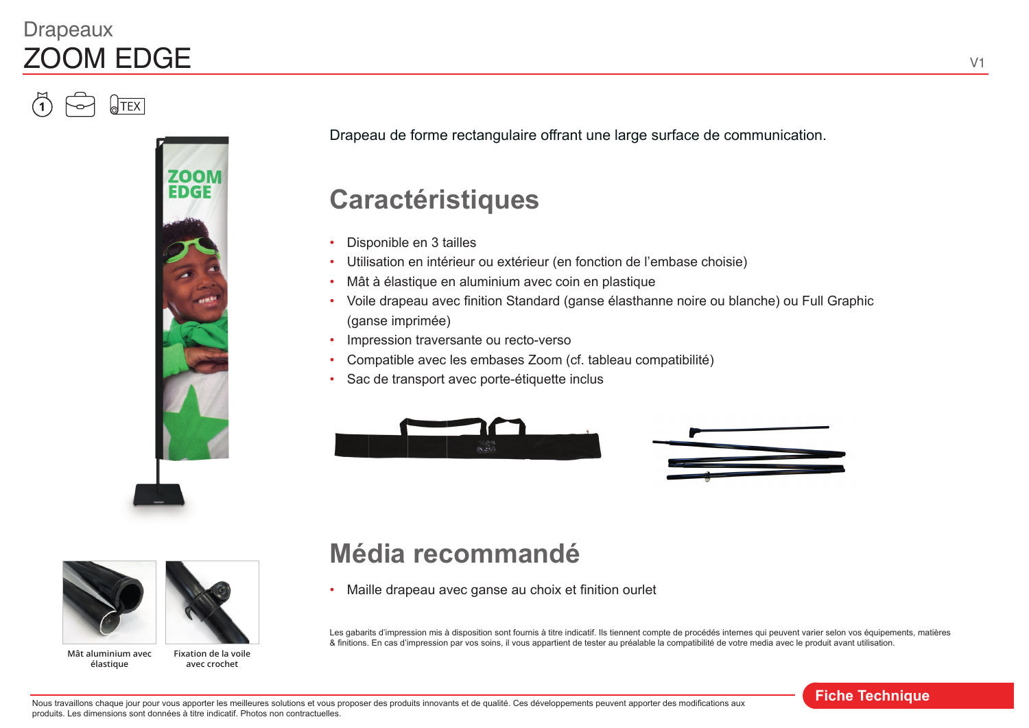Drapeaux

# ZOOM EDGE

V1

Drapeau de forme rectangulaire offrant une large surface de communication.

## Caractéristiques

- Disponible en 3 tailles
- Utilisation en intérieur ou extérieur (en fonction de l'embase choisie)
- Mât à élastique en aluminium avec coin en plastique
- Voile drapeau avec finition Standard (ganse élasthanne noire ou blanche) ou Full Graphic (ganse imprimée)
- Impression traversante ou recto-verso
- Compatible avec les embases Zoom (cf. tableau compatibilité)
- Sac de transport avec porte-étiquette inclus

Mât aluminium avec élastique

Fixation de la voile avec crochet

## Média recommandé

- Maille drapeau avec ganse au choix et finition ourlet

Les gabarits d'impression mis à disposition sont fournis à titre indicatif. Ils tiennent compte de procédés internes qui peuvent varier selon vos équipements, matières & finitions. En cas d'impression par vos soins, il vous appartient de tester au préalable la compatibilité de votre media avec le produit avant utilisation.

Nous travaillons chaque jour pour vous apporter les meilleures solutions et vous proposer des produits innovants et de qualité. Ces développements peuvent apporter des modifications aux produits. Les dimensions sont données à titre indicatif. Photos non contractuelles.

Fiche Technique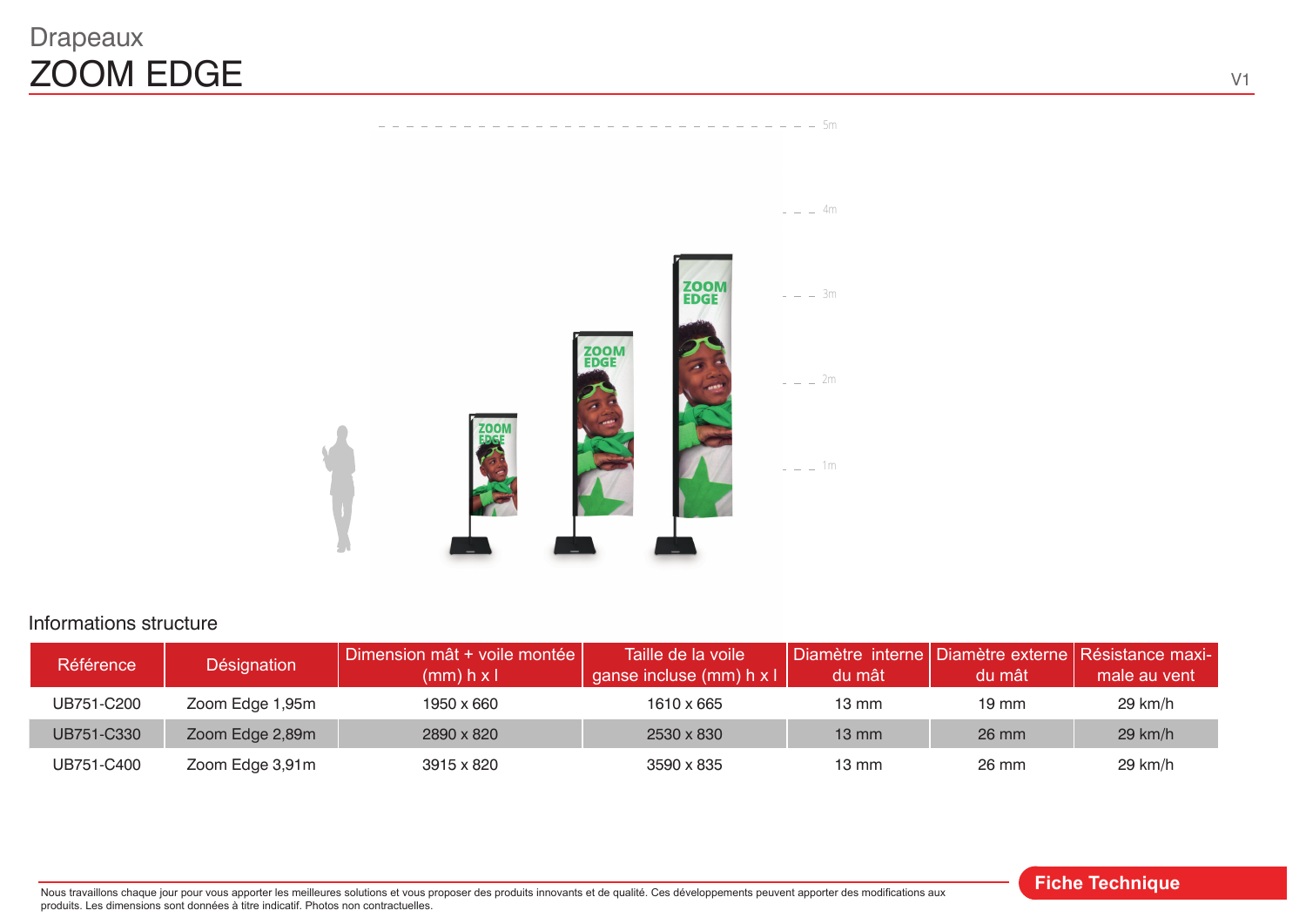Drapeaux

# ZOOM EDGE

V1

## Informations structure

| Référence | Désignation | Dimension mât + voile montée (mm) h x l | Taille de la voile ganse incluse (mm) h x l | Diamètre interne du mât | Diamètre externe du mât | Résistance maximale au vent |
|---|---|---|---|---|---|---|
| UB751-C200 | Zoom Edge 1,95m | 1950 x 660 | 1610 x 665 | 13 mm | 19 mm | 29 km/h |
| UB751-C330 | Zoom Edge 2,89m | 2890 x 820 | 2530 x 830 | 13 mm | 26 mm | 29 km/h |
| UB751-C400 | Zoom Edge 3,91m | 3915 x 820 | 3590 x 835 | 13 mm | 26 mm | 29 km/h |

Nous travaillons chaque jour pour vous apporter les meilleures solutions et vous proposer des produits innovants et de qualité. Ces développements peuvent apporter des modifications aux produits. Les dimensions sont données à titre indicatif. Photos non contractuelles.

**Fiche Technique**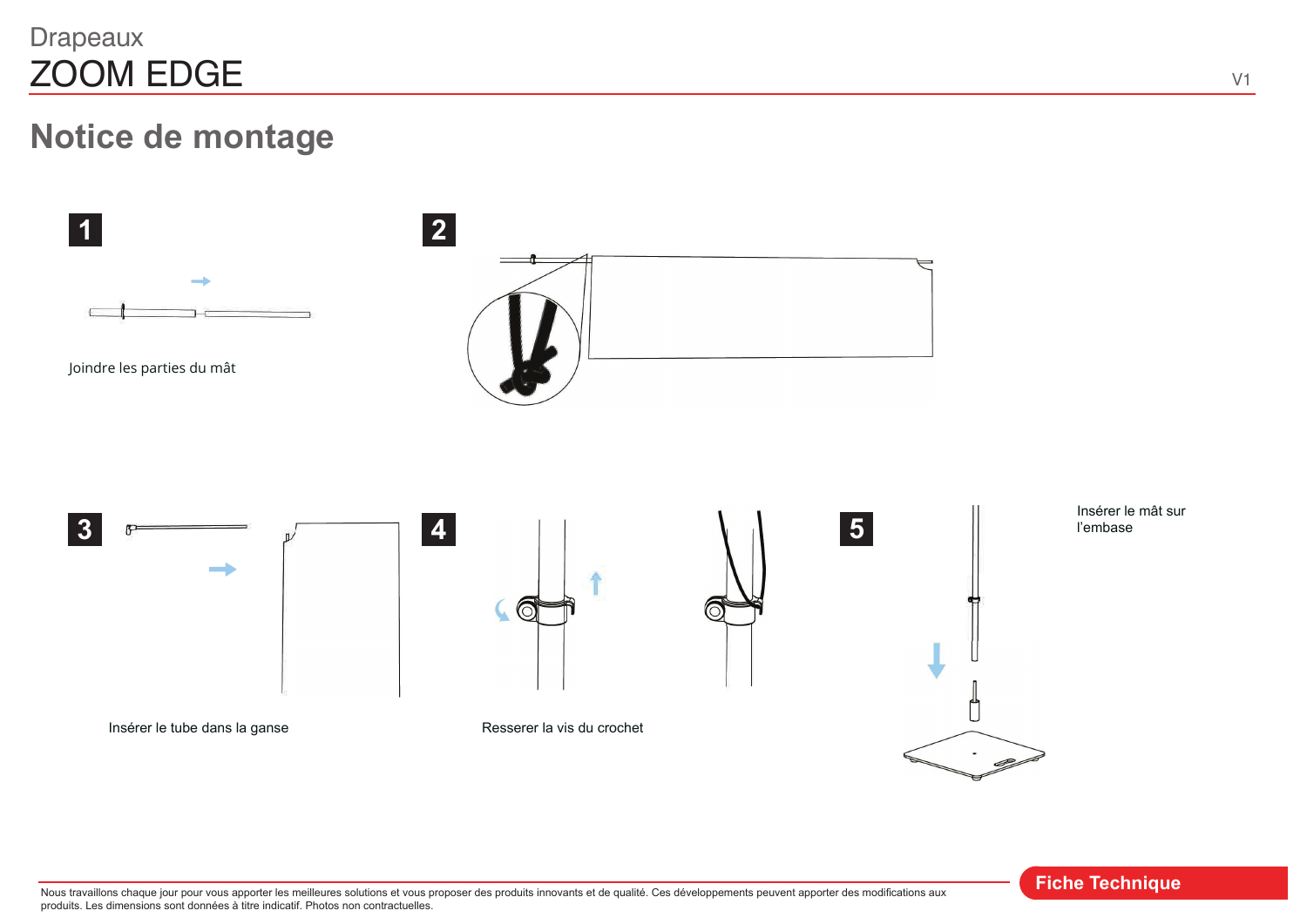Drapeaux

# ZOOM EDGE

V1

## Notice de montage

**1**

Joindre les parties du mât

**2**

**3**

Insérer le tube dans la ganse

**4**

Resserer la vis du crochet

**5**

Insérer le mât sur l'embase

Nous travaillons chaque jour pour vous apporter les meilleures solutions et vous proposer des produits innovants et de qualité. Ces développements peuvent apporter des modifications aux produits. Les dimensions sont données à titre indicatif. Photos non contractuelles.

**Fiche Technique**